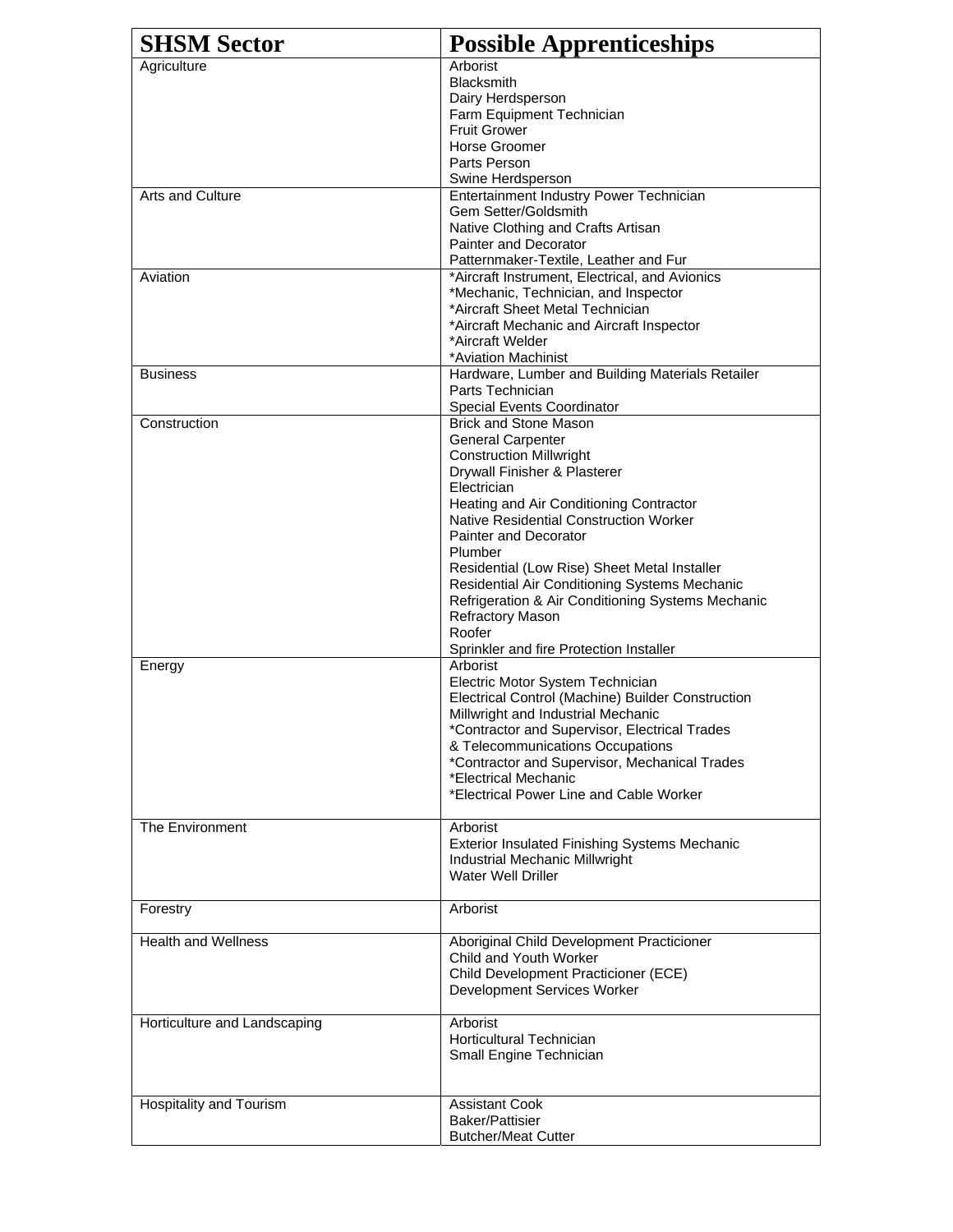| SHSM Sector | Possible Apprenticeships |
|---|---|
| Agriculture | Arborist<br>Blacksmith<br>Dairy Herdsperson<br>Farm Equipment Technician<br>Fruit Grower<br>Horse Groomer<br>Parts Person<br>Swine Herdsperson |
| Arts and Culture | Entertainment Industry Power Technician<br>Gem Setter/Goldsmith<br>Native Clothing and Crafts Artisan<br>Painter and Decorator<br>Patternmaker-Textile, Leather and Fur |
| Aviation | *Aircraft Instrument, Electrical, and Avionics<br>*Mechanic, Technician, and Inspector<br>*Aircraft Sheet Metal Technician<br>*Aircraft Mechanic and Aircraft Inspector<br>*Aircraft Welder<br>*Aviation Machinist |
| Business | Hardware, Lumber and Building Materials Retailer<br>Parts Technician<br>Special Events Coordinator |
| Construction | Brick and Stone Mason<br>General Carpenter<br>Construction Millwright<br>Drywall Finisher & Plasterer<br>Electrician<br>Heating and Air Conditioning Contractor<br>Native Residential Construction Worker<br>Painter and Decorator<br>Plumber<br>Residential (Low Rise) Sheet Metal Installer<br>Residential Air Conditioning Systems Mechanic<br>Refrigeration & Air Conditioning Systems Mechanic<br>Refractory Mason<br>Roofer<br>Sprinkler and fire Protection Installer |
| Energy | Arborist<br>Electric Motor System Technician<br>Electrical Control (Machine) Builder Construction<br>Millwright and Industrial Mechanic<br>*Contractor and Supervisor, Electrical Trades<br>& Telecommunications Occupations<br>*Contractor and Supervisor, Mechanical Trades<br>*Electrical Mechanic<br>*Electrical Power Line and Cable Worker |
| The Environment | Arborist<br>Exterior Insulated Finishing Systems Mechanic<br>Industrial Mechanic Millwright<br>Water Well Driller |
| Forestry | Arborist |
| Health and Wellness | Aboriginal Child Development Practicioner<br>Child and Youth Worker<br>Child Development Practicioner (ECE)<br>Development Services Worker |
| Horticulture and Landscaping | Arborist<br>Horticultural Technician<br>Small Engine Technician |
| Hospitality and Tourism | Assistant Cook<br>Baker/Pattisier<br>Butcher/Meat Cutter |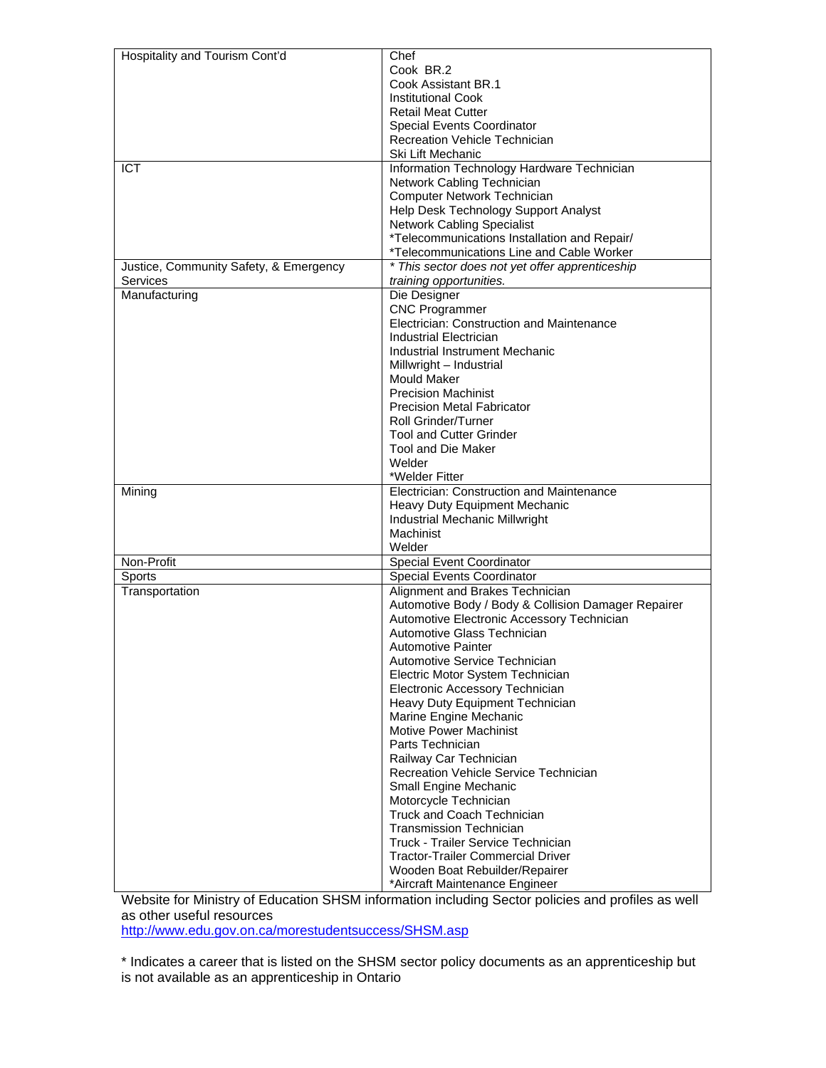| | |
|---|---|
| Hospitality and Tourism Cont'd | Chef<br>Cook BR.2<br>Cook Assistant BR.1<br>Institutional Cook<br>Retail Meat Cutter<br>Special Events Coordinator<br>Recreation Vehicle Technician<br>Ski Lift Mechanic |
| ICT | Information Technology Hardware Technician<br>Network Cabling Technician<br>Computer Network Technician<br>Help Desk Technology Support Analyst<br>Network Cabling Specialist<br>*Telecommunications Installation and Repair/<br>*Telecommunications Line and Cable Worker |
| Justice, Community Safety, & Emergency Services | *\* This sector does not yet offer apprenticeship training opportunities.* |
| Manufacturing | Die Designer<br>CNC Programmer<br>Electrician: Construction and Maintenance<br>Industrial Electrician<br>Industrial Instrument Mechanic<br>Millwright – Industrial<br>Mould Maker<br>Precision Machinist<br>Precision Metal Fabricator<br>Roll Grinder/Turner<br>Tool and Cutter Grinder<br>Tool and Die Maker<br>Welder<br>*Welder Fitter |
| Mining | Electrician: Construction and Maintenance<br>Heavy Duty Equipment Mechanic<br>Industrial Mechanic Millwright<br>Machinist<br>Welder |
| Non-Profit | Special Event Coordinator |
| Sports | Special Events Coordinator |
| Transportation | Alignment and Brakes Technician<br>Automotive Body / Body & Collision Damager Repairer<br>Automotive Electronic Accessory Technician<br>Automotive Glass Technician<br>Automotive Painter<br>Automotive Service Technician<br>Electric Motor System Technician<br>Electronic Accessory Technician<br>Heavy Duty Equipment Technician<br>Marine Engine Mechanic<br>Motive Power Machinist<br>Parts Technician<br>Railway Car Technician<br>Recreation Vehicle Service Technician<br>Small Engine Mechanic<br>Motorcycle Technician<br>Truck and Coach Technician<br>Transmission Technician<br>Truck - Trailer Service Technician<br>Tractor-Trailer Commercial Driver<br>Wooden Boat Rebuilder/Repairer<br>*Aircraft Maintenance Engineer |

Website for Ministry of Education SHSM information including Sector policies and profiles as well as other useful resources
http://www.edu.gov.on.ca/morestudentsuccess/SHSM.asp

* Indicates a career that is listed on the SHSM sector policy documents as an apprenticeship but is not available as an apprenticeship in Ontario